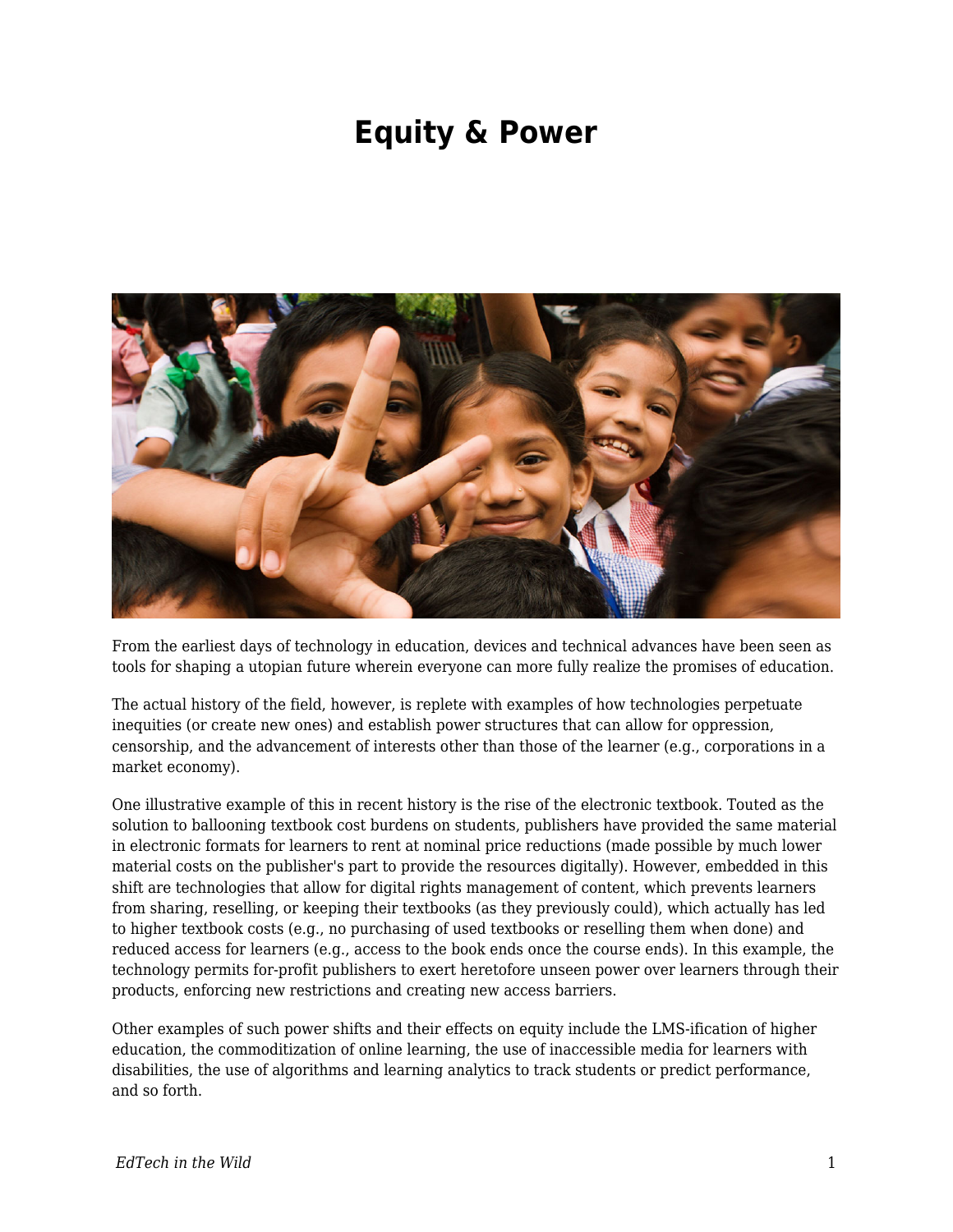# Equity & Power

From the earliest days of technology in education, devices and technical advances have been seen as tools for shaping a utopian future wherein everyone can more fully realize the promises of education.

The actual history of the field, however, is replete with examples of how technologies perpetuate inequities (or create new ones) and establish power structures that can allow for oppression, censorship, and the advancement of interests other than those of the learner (e.g., corporations in a market economy).

One illustrative example of this in recent history is the rise of the electronic textbook. Touted as the solution to ballooning textbook cost burdens on students, publishers have provided the same material in electronic formats for learners to rent at nominal price reductions (made possible by much lower material costs on the publisher's part to provide the resources digitally). However, embedded in this shift are technologies that allow for digital rights management of content, which prevents learners from sharing, reselling, or keeping their textbooks (as they previously could), which actually has led to higher textbook costs (e.g., no purchasing of used textbooks or reselling them when done) and reduced access for learners (e.g., access to the book ends once the course ends). In this example, the technology permits for-profit publishers to exert heretofore unseen power over learners through their products, enforcing new restrictions and creating new access barriers.

Other examples of such power shifts and their effects on equity include the LMS-ification of higher education, the commoditization of online learning, the use of inaccessible media for learners with disabilities, the use of algorithms and learning analytics to track students or predict performance, and so forth.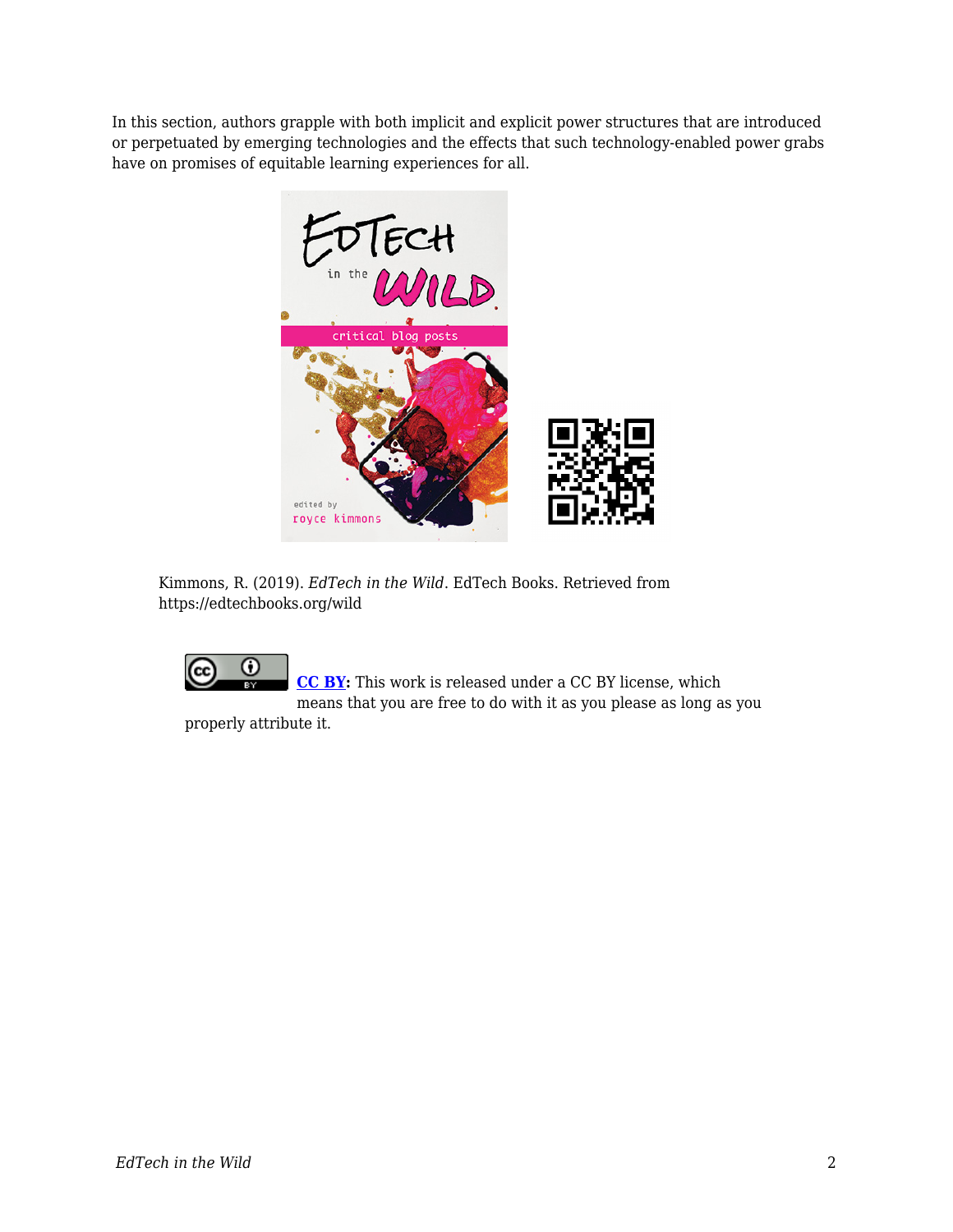In this section, authors grapple with both implicit and explicit power structures that are introduced or perpetuated by emerging technologies and the effects that such technology-enabled power grabs have on promises of equitable learning experiences for all.

Kimmons, R. (2019). *EdTech in the Wild*. EdTech Books. Retrieved from https://edtechbooks.org/wild

**CC BY:** This work is released under a CC BY license, which means that you are free to do with it as you please as long as you properly attribute it.